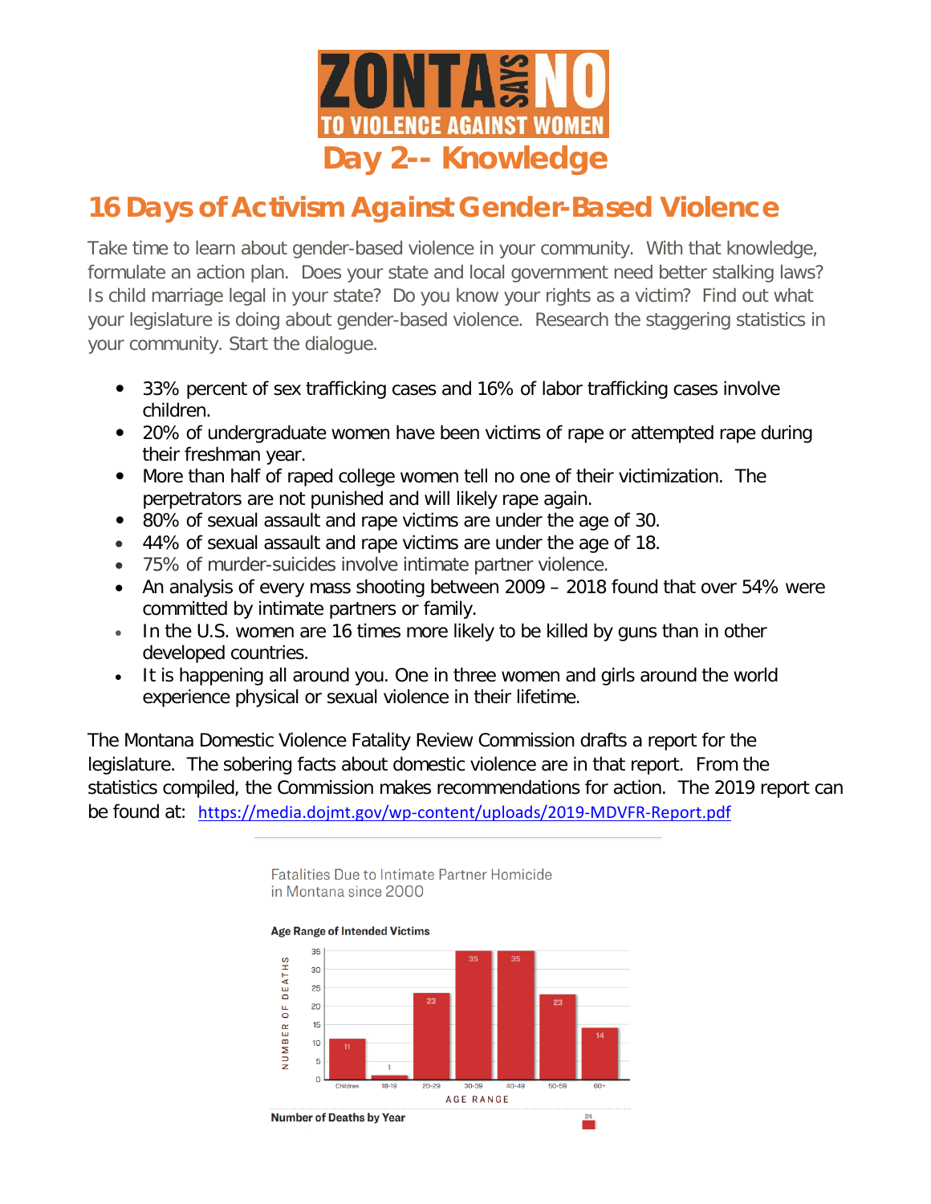# ZONTA SAYS NO TO VIOLENCE AGAINST WOMEN

## Day 2-- Knowledge

## 16 Days of Activism Against Gender-Based Violence

Take time to learn about gender-based violence in your community. With that knowledge, formulate an action plan. Does your state and local government need better stalking laws? Is child marriage legal in your state? Do you know your rights as a victim? Find out what your legislature is doing about gender-based violence. Research the staggering statistics in your community. Start the dialogue.

- 33% percent of sex trafficking cases and 16% of labor trafficking cases involve children.
- 20% of undergraduate women have been victims of rape or attempted rape during their freshman year.
- More than half of raped college women tell no one of their victimization. The perpetrators are not punished and will likely rape again.
- 80% of sexual assault and rape victims are under the age of 30.
- 44% of sexual assault and rape victims are under the age of 18.
- 75% of murder-suicides involve intimate partner violence.
- An analysis of every mass shooting between 2009 – 2018 found that over 54% were committed by intimate partners or family.
- In the U.S. women are 16 times more likely to be killed by guns than in other developed countries.
- It is happening all around you. One in three women and girls around the world experience physical or sexual violence in their lifetime.

The Montana Domestic Violence Fatality Review Commission drafts a report for the legislature. The sobering facts about domestic violence are in that report. From the statistics compiled, the Commission makes recommendations for action. The 2019 report can be found at: https://media.dojmt.gov/wp-content/uploads/2019-MDVFR-Report.pdf

Fatalities Due to Intimate Partner Homicide in Montana since 2000

**Age Range of Intended Victims**

| Age Range | Number of Deaths |
|---|---|
| Children | 11 |
| 18-19 | 1 |
| 20-29 | 23 |
| 30-39 | 35 |
| 40-49 | 35 |
| 50-59 | 23 |
| 60+ | 14 |

**Number of Deaths by Year**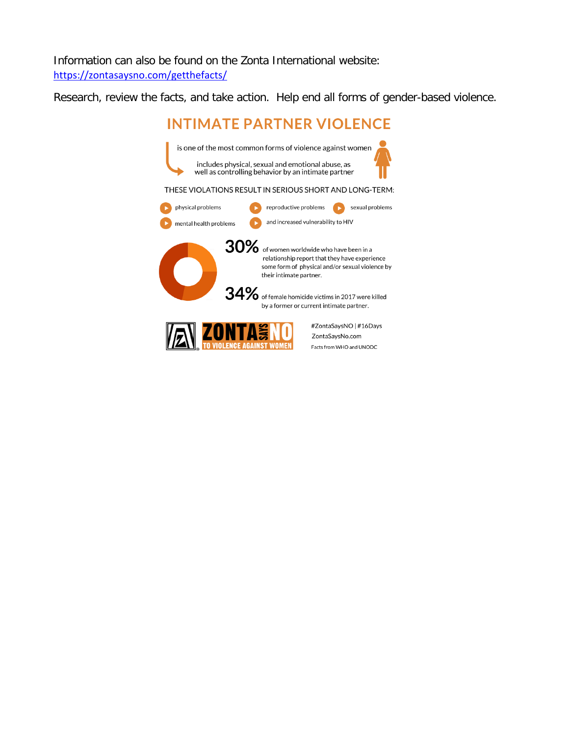Information can also be found on the Zonta International website:
https://zontasaysno.com/getthefacts/

Research, review the facts, and take action. Help end all forms of gender-based violence.

## INTIMATE PARTNER VIOLENCE

is one of the most common forms of violence against women

includes physical, sexual and emotional abuse, as well as controlling behavior by an intimate partner

THESE VIOLATIONS RESULT IN SERIOUS SHORT AND LONG-TERM:

- physical problems
- reproductive problems
- sexual problems
- mental health problems
- and increased vulnerability to HIV

**30%** of women worldwide who have been in a relationship report that they have experience some form of physical and/or sexual violence by their intimate partner.

**34%** of female homicide victims in 2017 were killed by a former or current intimate partner.

ZONTA SAYS NO TO VIOLENCE AGAINST WOMEN

#ZontaSaysNO | #16Days

ZontaSaysNo.com

Facts from WHO and UNODC